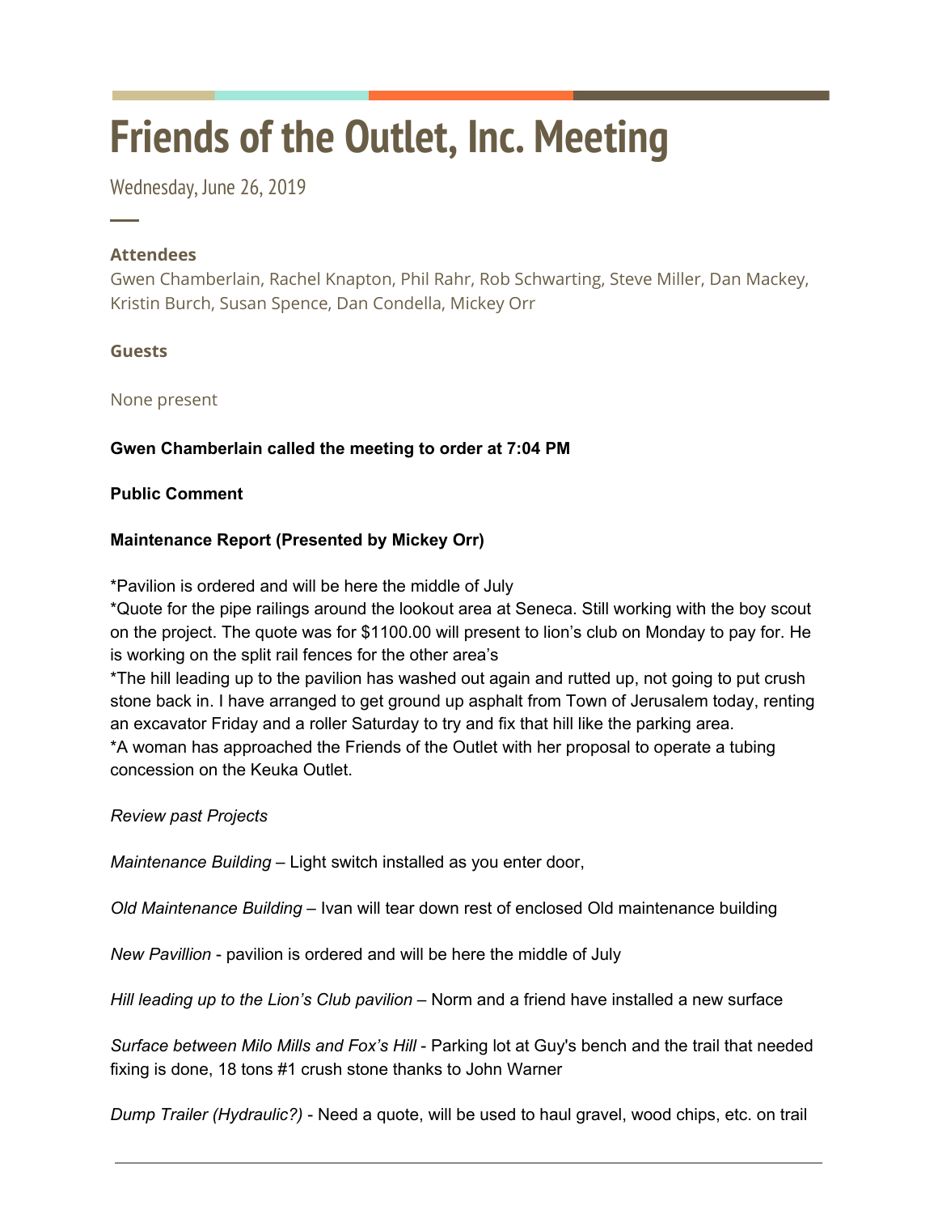# Friends of the Outlet, Inc. Meeting

Wednesday, June 26, 2019

### Attendees

Gwen Chamberlain, Rachel Knapton, Phil Rahr, Rob Schwarting, Steve Miller, Dan Mackey, Kristin Burch, Susan Spence, Dan Condella, Mickey Orr

### Guests

None present

**Gwen Chamberlain called the meeting to order at 7:04 PM**

**Public Comment**

**Maintenance Report (Presented by Mickey Orr)**

*Pavilion is ordered and will be here the middle of July
*Quote for the pipe railings around the lookout area at Seneca. Still working with the boy scout on the project. The quote was for $1100.00 will present to lion's club on Monday to pay for. He is working on the split rail fences for the other area's
*The hill leading up to the pavilion has washed out again and rutted up, not going to put crush stone back in. I have arranged to get ground up asphalt from Town of Jerusalem today, renting an excavator Friday and a roller Saturday to try and fix that hill like the parking area.
*A woman has approached the Friends of the Outlet with her proposal to operate a tubing concession on the Keuka Outlet.

*Review past Projects*

*Maintenance Building* – Light switch installed as you enter door,

*Old Maintenance Building* – Ivan will tear down rest of enclosed Old maintenance building

*New Pavillion* - pavilion is ordered and will be here the middle of July

*Hill leading up to the Lion's Club pavilion* – Norm and a friend have installed a new surface

*Surface between Milo Mills and Fox's Hill* - Parking lot at Guy's bench and the trail that needed fixing is done, 18 tons #1 crush stone thanks to John Warner

*Dump Trailer (Hydraulic?)* - Need a quote, will be used to haul gravel, wood chips, etc. on trail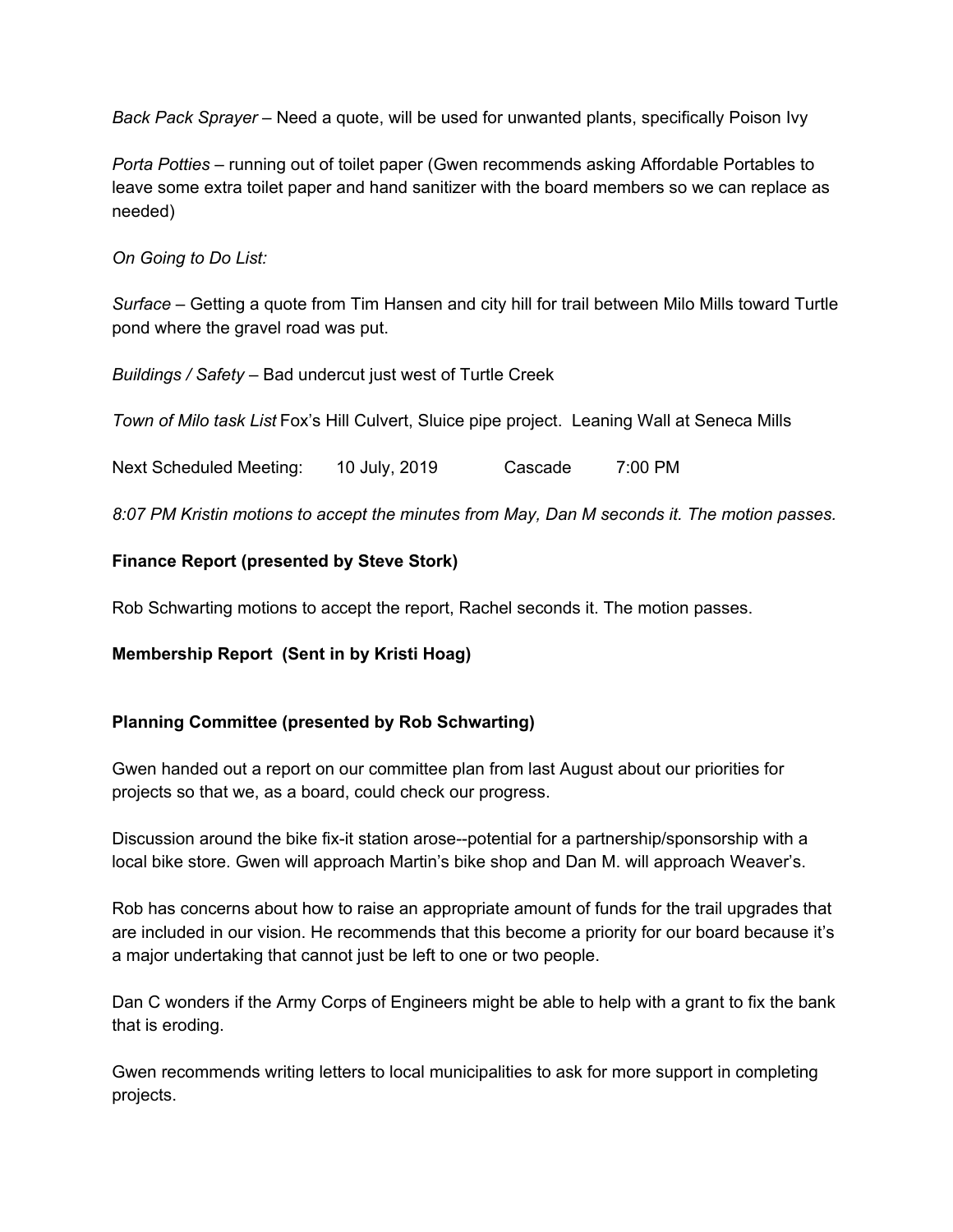*Back Pack Sprayer* – Need a quote, will be used for unwanted plants, specifically Poison Ivy

*Porta Potties* – running out of toilet paper (Gwen recommends asking Affordable Portables to leave some extra toilet paper and hand sanitizer with the board members so we can replace as needed)

*On Going to Do List:*

*Surface* – Getting a quote from Tim Hansen and city hill for trail between Milo Mills toward Turtle pond where the gravel road was put.

*Buildings / Safety* – Bad undercut just west of Turtle Creek

*Town of Milo task List* Fox's Hill Culvert, Sluice pipe project. Leaning Wall at Seneca Mills

Next Scheduled Meeting: 10 July, 2019 Cascade 7:00 PM

*8:07 PM Kristin motions to accept the minutes from May, Dan M seconds it. The motion passes.*

**Finance Report (presented by Steve Stork)**

Rob Schwarting motions to accept the report, Rachel seconds it. The motion passes.

**Membership Report (Sent in by Kristi Hoag)**

**Planning Committee (presented by Rob Schwarting)**

Gwen handed out a report on our committee plan from last August about our priorities for projects so that we, as a board, could check our progress.

Discussion around the bike fix-it station arose--potential for a partnership/sponsorship with a local bike store. Gwen will approach Martin's bike shop and Dan M. will approach Weaver's.

Rob has concerns about how to raise an appropriate amount of funds for the trail upgrades that are included in our vision. He recommends that this become a priority for our board because it's a major undertaking that cannot just be left to one or two people.

Dan C wonders if the Army Corps of Engineers might be able to help with a grant to fix the bank that is eroding.

Gwen recommends writing letters to local municipalities to ask for more support in completing projects.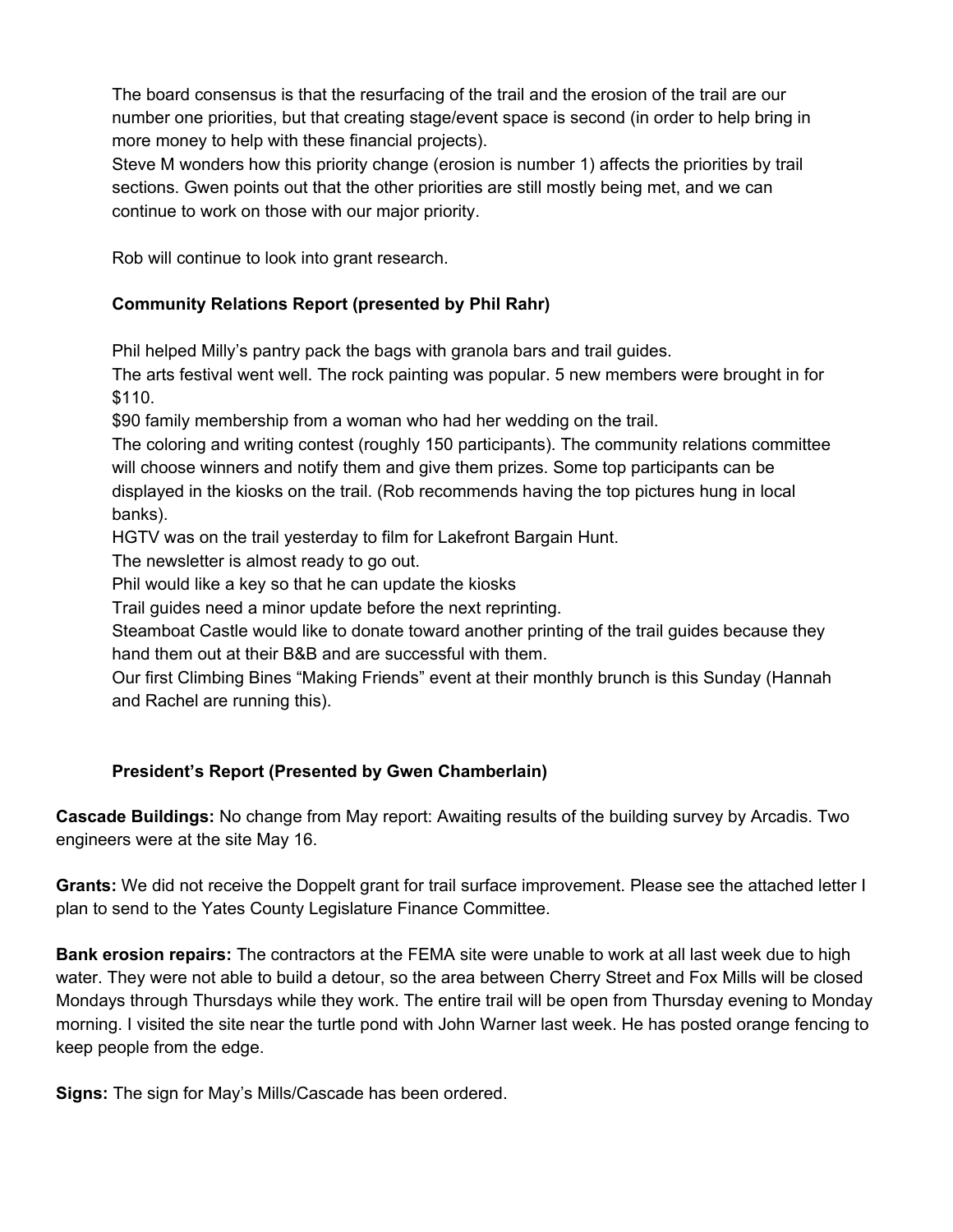The board consensus is that the resurfacing of the trail and the erosion of the trail are our number one priorities, but that creating stage/event space is second (in order to help bring in more money to help with these financial projects).
Steve M wonders how this priority change (erosion is number 1) affects the priorities by trail sections. Gwen points out that the other priorities are still mostly being met, and we can continue to work on those with our major priority.

Rob will continue to look into grant research.

**Community Relations Report (presented by Phil Rahr)**

Phil helped Milly's pantry pack the bags with granola bars and trail guides.
The arts festival went well. The rock painting was popular. 5 new members were brought in for $110.
$90 family membership from a woman who had her wedding on the trail.
The coloring and writing contest (roughly 150 participants). The community relations committee will choose winners and notify them and give them prizes. Some top participants can be displayed in the kiosks on the trail. (Rob recommends having the top pictures hung in local banks).
HGTV was on the trail yesterday to film for Lakefront Bargain Hunt.
The newsletter is almost ready to go out.
Phil would like a key so that he can update the kiosks
Trail guides need a minor update before the next reprinting.
Steamboat Castle would like to donate toward another printing of the trail guides because they hand them out at their B&B and are successful with them.
Our first Climbing Bines "Making Friends" event at their monthly brunch is this Sunday (Hannah and Rachel are running this).

**President's Report (Presented by Gwen Chamberlain)**

**Cascade Buildings:** No change from May report: Awaiting results of the building survey by Arcadis. Two engineers were at the site May 16.

**Grants:** We did not receive the Doppelt grant for trail surface improvement. Please see the attached letter I plan to send to the Yates County Legislature Finance Committee.

**Bank erosion repairs:** The contractors at the FEMA site were unable to work at all last week due to high water. They were not able to build a detour, so the area between Cherry Street and Fox Mills will be closed Mondays through Thursdays while they work. The entire trail will be open from Thursday evening to Monday morning. I visited the site near the turtle pond with John Warner last week. He has posted orange fencing to keep people from the edge.

**Signs:** The sign for May's Mills/Cascade has been ordered.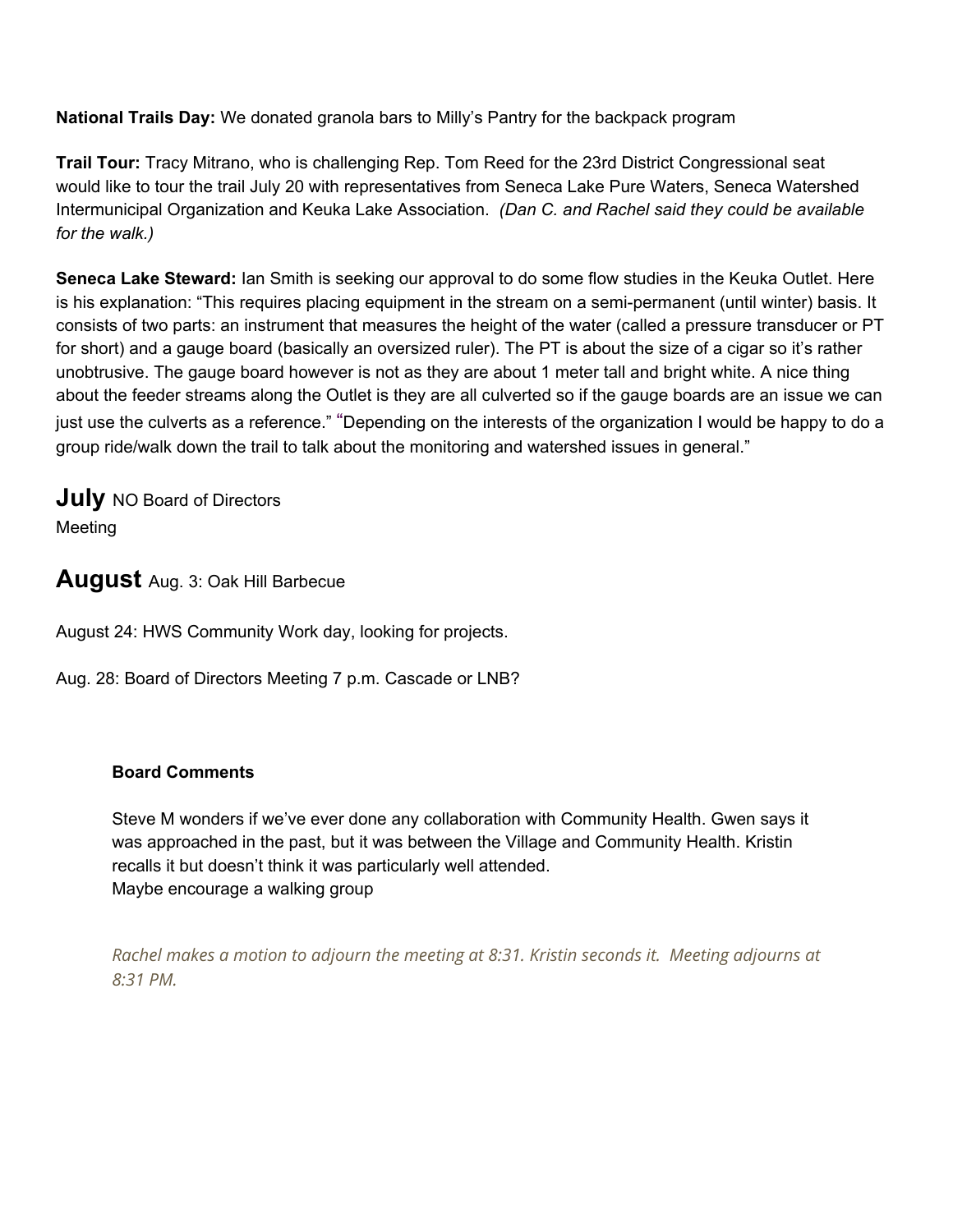**National Trails Day:** We donated granola bars to Milly's Pantry for the backpack program

**Trail Tour:** Tracy Mitrano, who is challenging Rep. Tom Reed for the 23rd District Congressional seat would like to tour the trail July 20 with representatives from Seneca Lake Pure Waters, Seneca Watershed Intermunicipal Organization and Keuka Lake Association. *(Dan C. and Rachel said they could be available for the walk.)*

**Seneca Lake Steward:** Ian Smith is seeking our approval to do some flow studies in the Keuka Outlet. Here is his explanation: "This requires placing equipment in the stream on a semi-permanent (until winter) basis. It consists of two parts: an instrument that measures the height of the water (called a pressure transducer or PT for short) and a gauge board (basically an oversized ruler). The PT is about the size of a cigar so it's rather unobtrusive. The gauge board however is not as they are about 1 meter tall and bright white. A nice thing about the feeder streams along the Outlet is they are all culverted so if the gauge boards are an issue we can just use the culverts as a reference." "Depending on the interests of the organization I would be happy to do a group ride/walk down the trail to talk about the monitoring and watershed issues in general."

## July NO Board of Directors Meeting

## August Aug. 3: Oak Hill Barbecue

August 24: HWS Community Work day, looking for projects.

Aug. 28: Board of Directors Meeting 7 p.m. Cascade or LNB?

**Board Comments**

Steve M wonders if we've ever done any collaboration with Community Health. Gwen says it was approached in the past, but it was between the Village and Community Health. Kristin recalls it but doesn't think it was particularly well attended.
Maybe encourage a walking group

*Rachel makes a motion to adjourn the meeting at 8:31. Kristin seconds it. Meeting adjourns at 8:31 PM.*